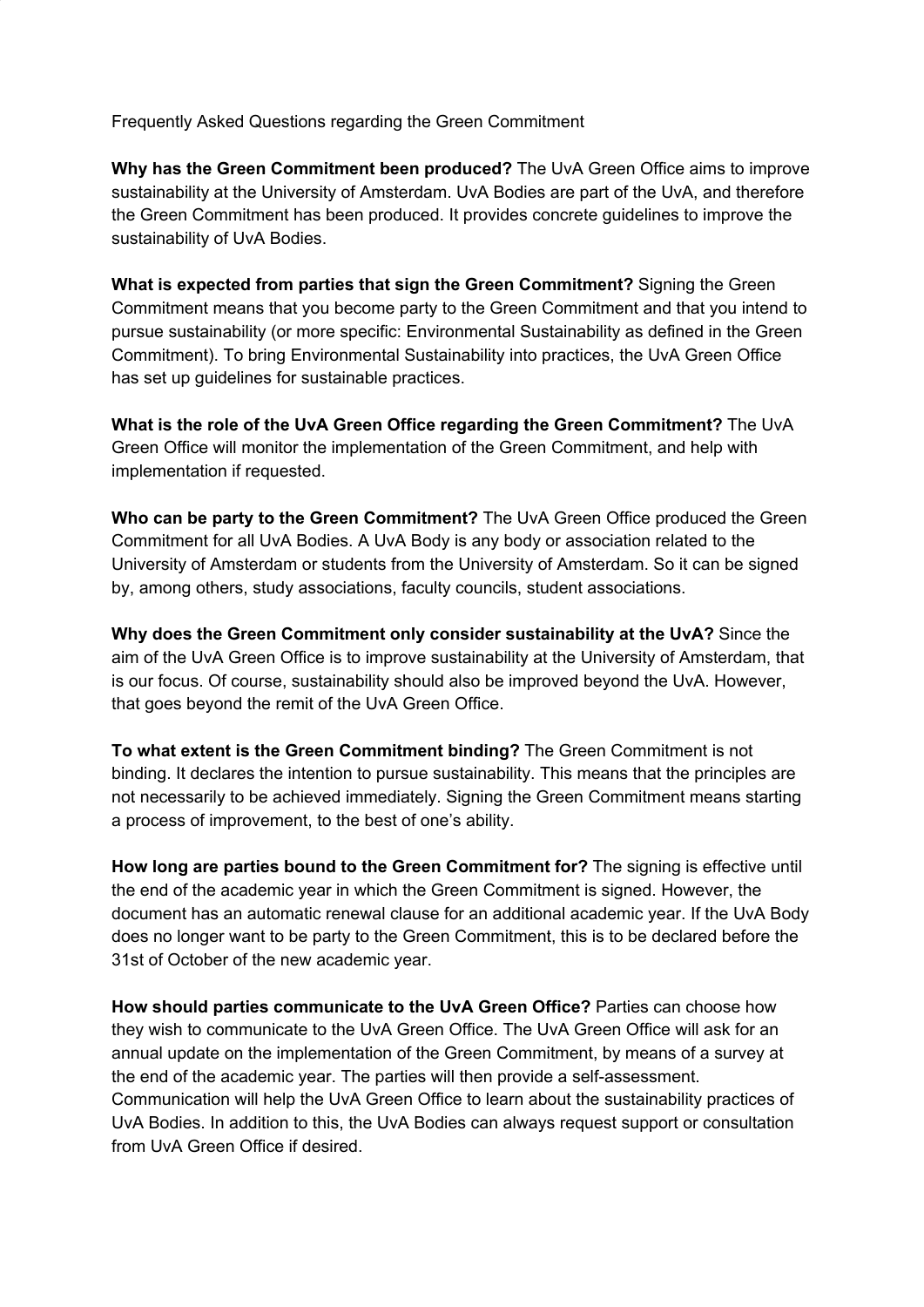Frequently Asked Questions regarding the Green Commitment

**Why has the Green Commitment been produced?** The UvA Green Office aims to improve sustainability at the University of Amsterdam. UvA Bodies are part of the UvA, and therefore the Green Commitment has been produced. It provides concrete guidelines to improve the sustainability of UvA Bodies.

**What is expected from parties that sign the Green Commitment?** Signing the Green Commitment means that you become party to the Green Commitment and that you intend to pursue sustainability (or more specific: Environmental Sustainability as defined in the Green Commitment). To bring Environmental Sustainability into practices, the UvA Green Office has set up guidelines for sustainable practices.

**What is the role of the UvA Green Office regarding the Green Commitment?** The UvA Green Office will monitor the implementation of the Green Commitment, and help with implementation if requested.

**Who can be party to the Green Commitment?** The UvA Green Office produced the Green Commitment for all UvA Bodies. A UvA Body is any body or association related to the University of Amsterdam or students from the University of Amsterdam. So it can be signed by, among others, study associations, faculty councils, student associations.

**Why does the Green Commitment only consider sustainability at the UvA?** Since the aim of the UvA Green Office is to improve sustainability at the University of Amsterdam, that is our focus. Of course, sustainability should also be improved beyond the UvA. However, that goes beyond the remit of the UvA Green Office.

**To what extent is the Green Commitment binding?** The Green Commitment is not binding. It declares the intention to pursue sustainability. This means that the principles are not necessarily to be achieved immediately. Signing the Green Commitment means starting a process of improvement, to the best of one's ability.

**How long are parties bound to the Green Commitment for?** The signing is effective until the end of the academic year in which the Green Commitment is signed. However, the document has an automatic renewal clause for an additional academic year. If the UvA Body does no longer want to be party to the Green Commitment, this is to be declared before the 31st of October of the new academic year.

**How should parties communicate to the UvA Green Office?** Parties can choose how they wish to communicate to the UvA Green Office. The UvA Green Office will ask for an annual update on the implementation of the Green Commitment, by means of a survey at the end of the academic year. The parties will then provide a self-assessment. Communication will help the UvA Green Office to learn about the sustainability practices of UvA Bodies. In addition to this, the UvA Bodies can always request support or consultation from UvA Green Office if desired.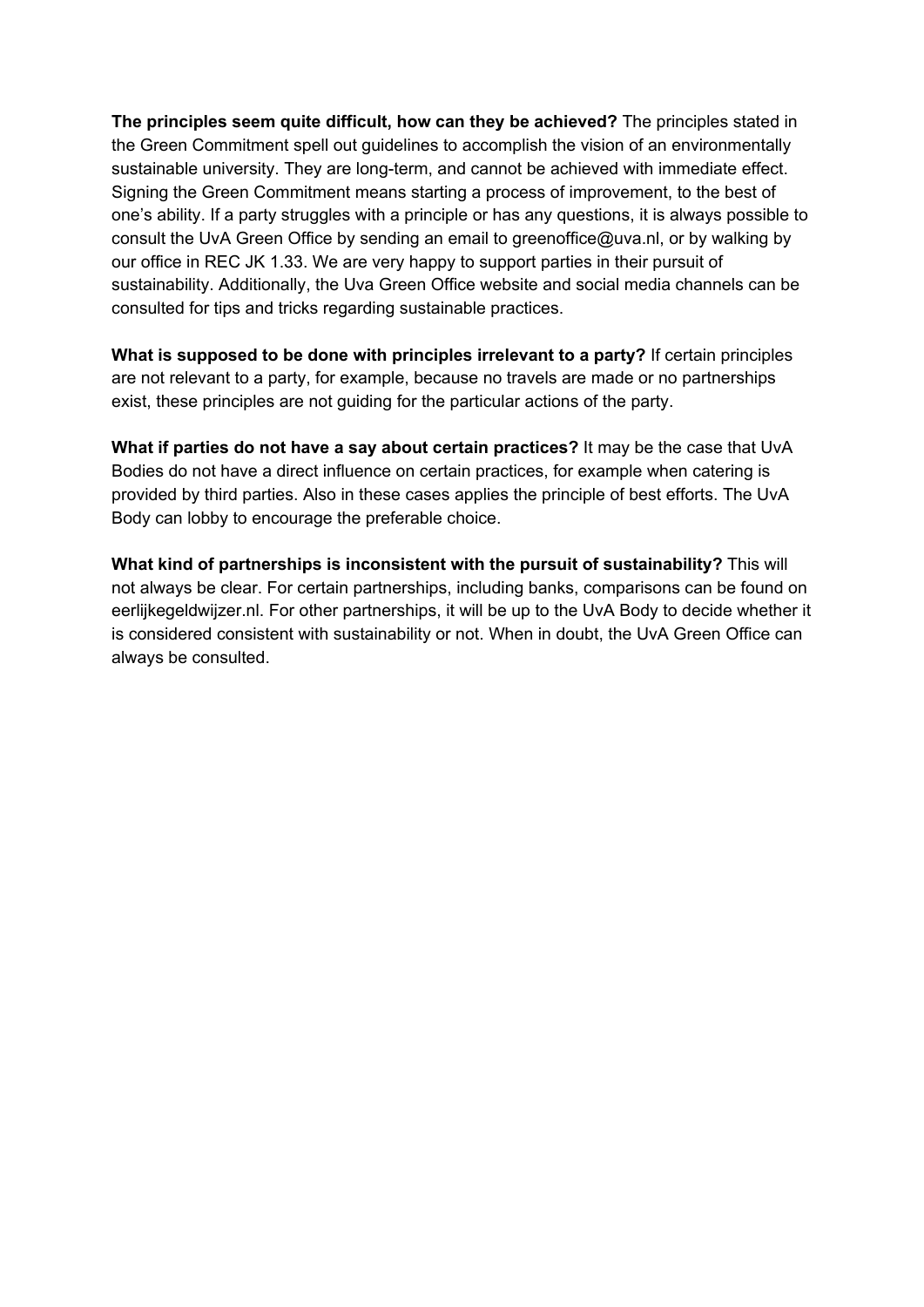**The principles seem quite difficult, how can they be achieved?** The principles stated in the Green Commitment spell out guidelines to accomplish the vision of an environmentally sustainable university. They are long-term, and cannot be achieved with immediate effect. Signing the Green Commitment means starting a process of improvement, to the best of one's ability. If a party struggles with a principle or has any questions, it is always possible to consult the UvA Green Office by sending an email to greenoffice@uva.nl, or by walking by our office in REC JK 1.33. We are very happy to support parties in their pursuit of sustainability. Additionally, the Uva Green Office website and social media channels can be consulted for tips and tricks regarding sustainable practices.

**What is supposed to be done with principles irrelevant to a party?** If certain principles are not relevant to a party, for example, because no travels are made or no partnerships exist, these principles are not guiding for the particular actions of the party.

**What if parties do not have a say about certain practices?** It may be the case that UvA Bodies do not have a direct influence on certain practices, for example when catering is provided by third parties. Also in these cases applies the principle of best efforts. The UvA Body can lobby to encourage the preferable choice.

**What kind of partnerships is inconsistent with the pursuit of sustainability?** This will not always be clear. For certain partnerships, including banks, comparisons can be found on eerlijkegeldwijzer.nl. For other partnerships, it will be up to the UvA Body to decide whether it is considered consistent with sustainability or not. When in doubt, the UvA Green Office can always be consulted.